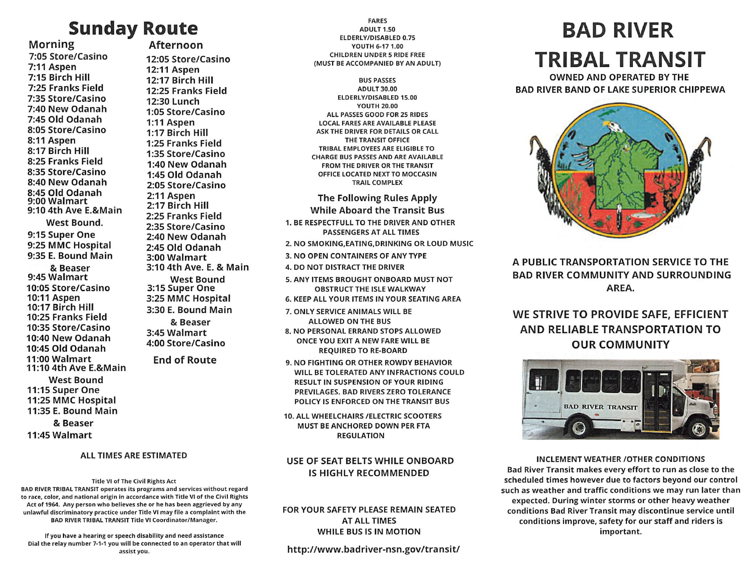# Sunday Route

## Morning

7:05 Store/Casino
7:11 Aspen
7:15 Birch Hill
7:25 Franks Field
7:35 Store/Casino
7:40 New Odanah
7:45 Old Odanah
8:05 Store/Casino
8:11 Aspen
8:17 Birch Hill
8:25 Franks Field
8:35 Store/Casino
8:40 New Odanah
8:45 Old Odanah
9:00 Walmart
9:10 4th Ave E.&Main

West Bound.

9:15 Super One
9:25 MMC Hospital
9:35 E. Bound Main & Beaser
9:45 Walmart
10:05 Store/Casino
10:11 Aspen
10:17 Birch Hill
10:25 Franks Field
10:35 Store/Casino
10:40 New Odanah
10:45 Old Odanah
11:00 Walmart
11:10 4th Ave E.&Main

West Bound

11:15 Super One
11:25 MMC Hospital
11:35 E. Bound Main & Beaser
11:45 Walmart

## Afternoon

12:05 Store/Casino
12:11 Aspen
12:17 Birch Hill
12:25 Franks Field
12:30 Lunch
1:05 Store/Casino
1:11 Aspen
1:17 Birch Hill
1:25 Franks Field
1:35 Store/Casino
1:40 New Odanah
1:45 Old Odanah
2:05 Store/Casino
2:11 Aspen
2:17 Birch Hill
2:25 Franks Field
2:35 Store/Casino
2:40 New Odanah
2:45 Old Odanah
3:00 Walmart
3:10 4th Ave. E. & Main

West Bound

3:15 Super One
3:25 MMC Hospital
3:30 E. Bound Main & Beaser
3:45 Walmart
4:00 Store/Casino

**End of Route**

ALL TIMES ARE ESTIMATED

Title VI of The Civil Rights Act

BAD RIVER TRIBAL TRANSIT operates its programs and services without regard to race, color, and national origin in accordance with Title VI of the Civil Rights Act of 1964. Any person who believes she or he has been aggrieved by any unlawful discriminatory practice under Title VI may file a complaint with the BAD RIVER TRIBAL TRANSIT Title VI Coordinator/Manager.

If you have a hearing or speech disability and need assistance Dial the relay number 7-1-1 you will be connected to an operator that will assist you.

FARES
ADULT 1.50
ELDERLY/DISABLED 0.75
YOUTH 6-17 1.00
CHILDREN UNDER 5 RIDE FREE
(MUST BE ACCOMPANIED BY AN ADULT)

BUS PASSES
ADULT 30.00
ELDERLY/DISABLED 15.00
YOUTH 20.00
ALL PASSES GOOD FOR 25 RIDES
LOCAL FARES ARE AVAILABLE PLEASE ASK THE DRIVER FOR DETAILS OR CALL THE TRANSIT OFFICE
TRIBAL EMPLOYEES ARE ELIGIBLE TO CHARGE BUS PASSES AND ARE AVAILABLE FROM THE DRIVER OR THE TRANSIT OFFICE LOCATED NEXT TO MOCCASIN TRAIL COMPLEX

### The Following Rules Apply While Aboard the Transit Bus

1. BE RESPECTFULL TO THE DRIVER AND OTHER PASSENGERS AT ALL TIMES
2. NO SMOKING,EATING,DRINKING OR LOUD MUSIC
3. NO OPEN CONTAINERS OF ANY TYPE
4. DO NOT DISTRACT THE DRIVER
5. ANY ITEMS BROUGHT ONBOARD MUST NOT OBSTRUCT THE ISLE WALKWAY
6. KEEP ALL YOUR ITEMS IN YOUR SEATING AREA
7. ONLY SERVICE ANIMALS WILL BE ALLOWED ON THE BUS
8. NO PERSONAL ERRAND STOPS ALLOWED ONCE YOU EXIT A NEW FARE WILL BE REQUIRED TO RE-BOARD
9. NO FIGHTING OR OTHER ROWDY BEHAVIOR WILL BE TOLERATED ANY INFRACTIONS COULD RESULT IN SUSPENSION OF YOUR RIDING PREVILAGES. BAD RIVERS ZERO TOLERANCE POLICY IS ENFORCED ON THE TRANSIT BUS
10. ALL WHEELCHAIRS /ELECTRIC SCOOTERS MUST BE ANCHORED DOWN PER FTA REGULATION

USE OF SEAT BELTS WHILE ONBOARD IS HIGHLY RECOMMENDED

FOR YOUR SAFETY PLEASE REMAIN SEATED AT ALL TIMES WHILE BUS IS IN MOTION

http://www.badriver-nsn.gov/transit/

# BAD RIVER TRIBAL TRANSIT

**OWNED AND OPERATED BY THE BAD RIVER BAND OF LAKE SUPERIOR CHIPPEWA**

**A PUBLIC TRANSPORTATION SERVICE TO THE BAD RIVER COMMUNITY AND SURROUNDING AREA.**

**WE STRIVE TO PROVIDE SAFE, EFFICIENT AND RELIABLE TRANSPORTATION TO OUR COMMUNITY**

BAD RIVER TRANSIT

INCLEMENT WEATHER /OTHER CONDITIONS

Bad River Transit makes every effort to run as close to the scheduled times however due to factors beyond our control such as weather and traffic conditions we may run later than expected. During winter storms or other heavy weather conditions Bad River Transit may discontinue service until conditions improve, safety for our staff and riders is important.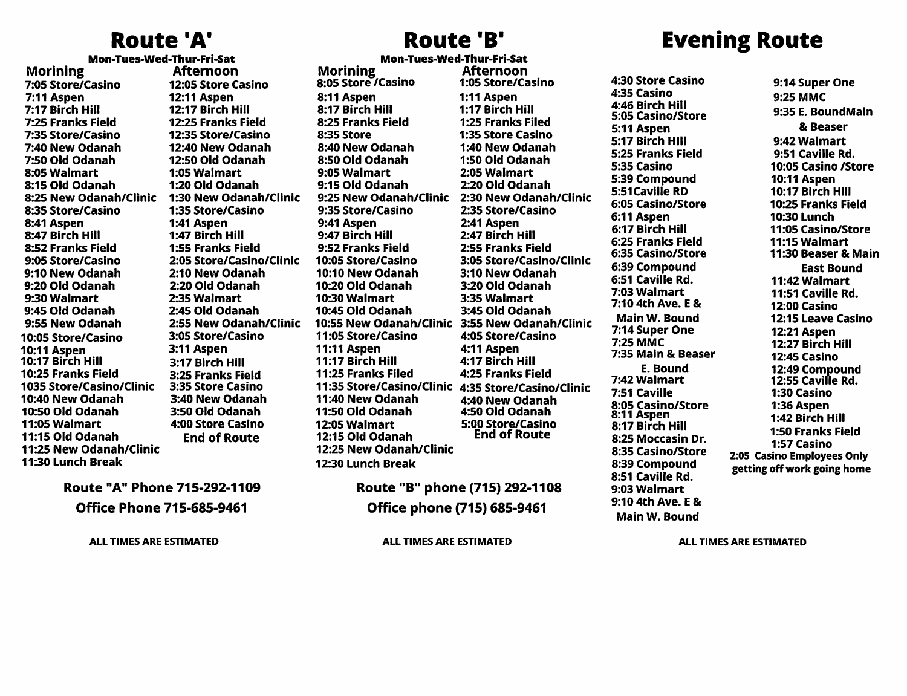# Route 'A'

**Mon-Tues-Wed-Thur-Fri-Sat**

**Morining**

- 7:05 Store/Casino
- 7:11 Aspen
- 7:17 Birch Hill
- 7:25 Franks Field
- 7:35 Store/Casino
- 7:40 New Odanah
- 7:50 Old Odanah
- 8:05 Walmart
- 8:15 Old Odanah
- 8:25 New Odanah/Clinic
- 8:35 Store/Casino
- 8:41 Aspen
- 8:47 Birch Hill
- 8:52 Franks Field
- 9:05 Store/Casino
- 9:10 New Odanah
- 9:20 Old Odanah
- 9:30 Walmart
- 9:45 Old Odanah
- 9:55 New Odanah
- 10:05 Store/Casino
- 10:11 Aspen
- 10:17 Birch Hill
- 10:25 Franks Field
- 1035 Store/Casino/Clinic
- 10:40 New Odanah
- 10:50 Old Odanah
- 11:05 Walmart
- 11:15 Old Odanah
- 11:25 New Odanah/Clinic
- 11:30 Lunch Break

**Afternoon**

- 12:05 Store Casino
- 12:11 Aspen
- 12:17 Birch Hill
- 12:25 Franks Field
- 12:35 Store/Casino
- 12:40 New Odanah
- 12:50 Old Odanah
- 1:05 Walmart
- 1:20 Old Odanah
- 1:30 New Odanah/Clinic
- 1:35 Store/Casino
- 1:41 Aspen
- 1:47 Birch Hill
- 1:55 Franks Field
- 2:05 Store/Casino/Clinic
- 2:10 New Odanah
- 2:20 Old Odanah
- 2:35 Walmart
- 2:45 Old Odanah
- 2:55 New Odanah/Clinic
- 3:05 Store/Casino
- 3:11 Aspen
- 3:17 Birch Hill
- 3:25 Franks Field
- 3:35 Store Casino
- 3:40 New Odanah
- 3:50 Old Odanah
- 4:00 Store Casino
- End of Route

**Route "A" Phone 715-292-1109**

**Office Phone 715-685-9461**

**ALL TIMES ARE ESTIMATED**

# Route 'B'

**Mon-Tues-Wed-Thur-Fri-Sat**

**Morining**

- 8:05 Store /Casino
- 8:11 Aspen
- 8:17 Birch Hill
- 8:25 Franks Field
- 8:35 Store
- 8:40 New Odanah
- 8:50 Old Odanah
- 9:05 Walmart
- 9:15 Old Odanah
- 9:25 New Odanah/Clinic
- 9:35 Store/Casino
- 9:41 Aspen
- 9:47 Birch Hill
- 9:52 Franks Field
- 10:05 Store/Casino
- 10:10 New Odanah
- 10:20 Old Odanah
- 10:30 Walmart
- 10:45 Old Odanah
- 10:55 New Odanah/Clinic
- 11:05 Store/Casino
- 11:11 Aspen
- 11:17 Birch Hill
- 11:25 Franks Filed
- 11:35 Store/Casino/Clinic
- 11:40 New Odanah
- 11:50 Old Odanah
- 12:05 Walmart
- 12:15 Old Odanah
- 12:25 New Odanah/Clinic
- 12:30 Lunch Break

**Afternoon**

- 1:05 Store/Casino
- 1:11 Aspen
- 1:17 Birch Hill
- 1:25 Franks Filed
- 1:35 Store Casino
- 1:40 New Odanah
- 1:50 Old Odanah
- 2:05 Walmart
- 2:20 Old Odanah
- 2:30 New Odanah/Clinic
- 2:35 Store/Casino
- 2:41 Aspen
- 2:47 Birch Hill
- 2:55 Franks Field
- 3:05 Store/Casino/Clinic
- 3:10 New Odanah
- 3:20 Old Odanah
- 3:35 Walmart
- 3:45 Old Odanah
- 3:55 New Odanah/Clinic
- 4:05 Store/Casino
- 4:11 Aspen
- 4:17 Birch Hill
- 4:25 Franks Field
- 4:35 Store/Casino/Clinic
- 4:40 New Odanah
- 4:50 Old Odanah
- 5:00 Store/Casino
- End of Route

**Route "B" phone (715) 292-1108**

**Office phone (715) 685-9461**

**ALL TIMES ARE ESTIMATED**

# Evening Route

- 4:30 Store Casino
- 4:35 Casino
- 4:46 Birch Hill
- 5:05 Casino/Store
- 5:11 Aspen
- 5:17 Birch HIll
- 5:25 Franks Field
- 5:35 Casino
- 5:39 Compound
- 5:51Caville RD
- 6:05 Casino/Store
- 6:11 Aspen
- 6:17 Birch Hill
- 6:25 Franks Field
- 6:35 Casino/Store
- 6:39 Compound
- 6:51 Caville Rd.
- 7:03 Walmart
- 7:10 4th Ave. E & Main W. Bound
- 7:14 Super One
- 7:25 MMC
- 7:35 Main & Beaser E. Bound
- 7:42 Walmart
- 7:51 Caville
- 8:05 Casino/Store
- 8:11 Aspen
- 8:17 Birch Hill
- 8:25 Moccasin Dr.
- 8:35 Casino/Store
- 8:39 Compound
- 8:51 Caville Rd.
- 9:03 Walmart
- 9:10 4th Ave. E & Main W. Bound
- 9:14 Super One
- 9:25 MMC
- 9:35 E. BoundMain & Beaser
- 9:42 Walmart
- 9:51 Caville Rd.
- 10:05 Casino /Store
- 10:11 Aspen
- 10:17 Birch Hill
- 10:25 Franks Field
- 10:30 Lunch
- 11:05 Casino/Store
- 11:15 Walmart
- 11:30 Beaser & Main East Bound
- 11:42 Walmart
- 11:51 Caville Rd.
- 12:00 Casino
- 12:15 Leave Casino
- 12:21 Aspen
- 12:27 Birch Hill
- 12:45 Casino
- 12:49 Compound
- 12:55 Caville Rd.
- 1:30 Casino
- 1:36 Aspen
- 1:42 Birch Hill
- 1:50 Franks Field
- 1:57 Casino
- 2:05 Casino Employees Only getting off work going home

**ALL TIMES ARE ESTIMATED**